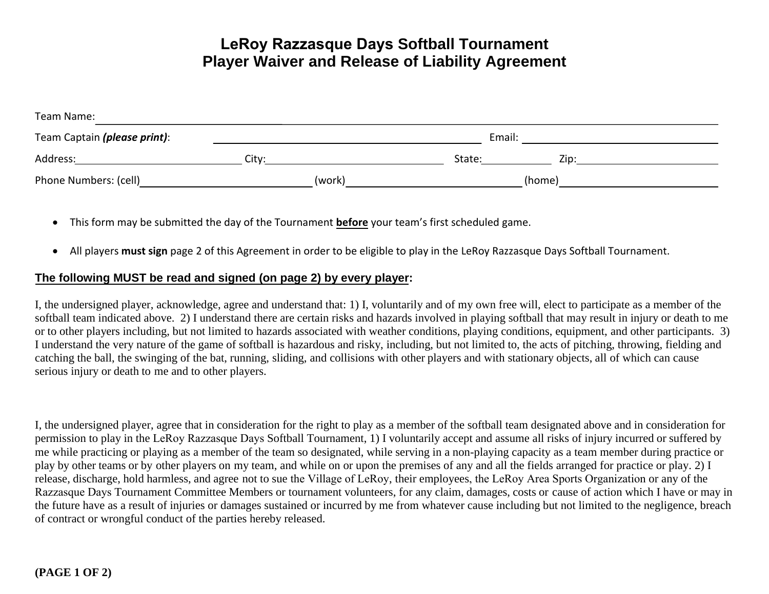# LeRoy Razzasque Days Softball Tournament
# Player Waiver and Release of Liability Agreement

Team Name: ____________________________________________________________________________________

Team Captain ***(please print)***: ____________________________________ Email: ____________________________

Address: ______________________ City: ________________________ State: __________ Zip: ________________

Phone Numbers: (cell) ______________________ (work) ______________________ (home) ______________________

- This form may be submitted the day of the Tournament **before** your team's first scheduled game.
- All players **must sign** page 2 of this Agreement in order to be eligible to play in the LeRoy Razzasque Days Softball Tournament.

**The following MUST be read and signed (on page 2) by every player:**

I, the undersigned player, acknowledge, agree and understand that: 1) I, voluntarily and of my own free will, elect to participate as a member of the softball team indicated above. 2) I understand there are certain risks and hazards involved in playing softball that may result in injury or death to me or to other players including, but not limited to hazards associated with weather conditions, playing conditions, equipment, and other participants. 3) I understand the very nature of the game of softball is hazardous and risky, including, but not limited to, the acts of pitching, throwing, fielding and catching the ball, the swinging of the bat, running, sliding, and collisions with other players and with stationary objects, all of which can cause serious injury or death to me and to other players.

I, the undersigned player, agree that in consideration for the right to play as a member of the softball team designated above and in consideration for permission to play in the LeRoy Razzasque Days Softball Tournament, 1) I voluntarily accept and assume all risks of injury incurred or suffered by me while practicing or playing as a member of the team so designated, while serving in a non-playing capacity as a team member during practice or play by other teams or by other players on my team, and while on or upon the premises of any and all the fields arranged for practice or play. 2) I release, discharge, hold harmless, and agree not to sue the Village of LeRoy, their employees, the LeRoy Area Sports Organization or any of the Razzasque Days Tournament Committee Members or tournament volunteers, for any claim, damages, costs or cause of action which I have or may in the future have as a result of injuries or damages sustained or incurred by me from whatever cause including but not limited to the negligence, breach of contract or wrongful conduct of the parties hereby released.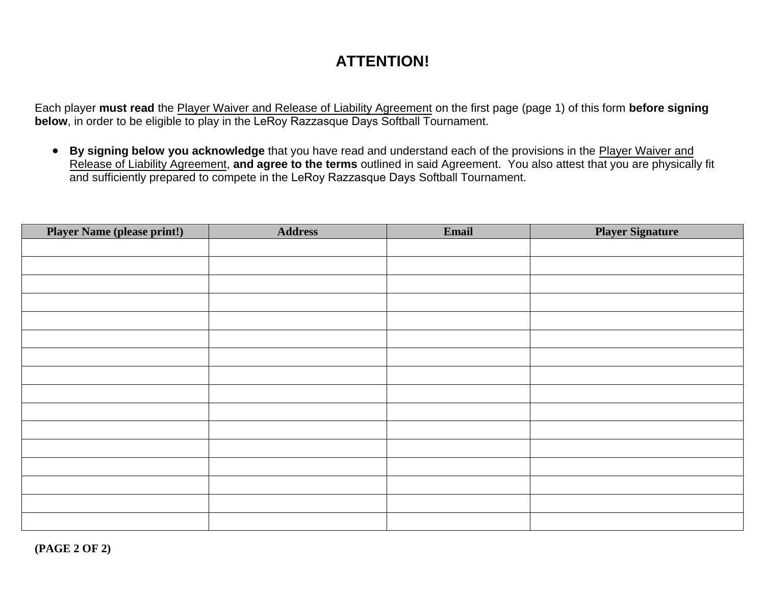# ATTENTION!

Each player **must read** the Player Waiver and Release of Liability Agreement on the first page (page 1) of this form **before signing below**, in order to be eligible to play in the LeRoy Razzasque Days Softball Tournament.

- **By signing below you acknowledge** that you have read and understand each of the provisions in the Player Waiver and Release of Liability Agreement, **and agree to the terms** outlined in said Agreement. You also attest that you are physically fit and sufficiently prepared to compete in the LeRoy Razzasque Days Softball Tournament.

| Player Name (please print!) | Address | Email | Player Signature |
|---|---|---|---|
| | | | |
| | | | |
| | | | |
| | | | |
| | | | |
| | | | |
| | | | |
| | | | |
| | | | |
| | | | |
| | | | |
| | | | |
| | | | |
| | | | |
| | | | |
| | | | |